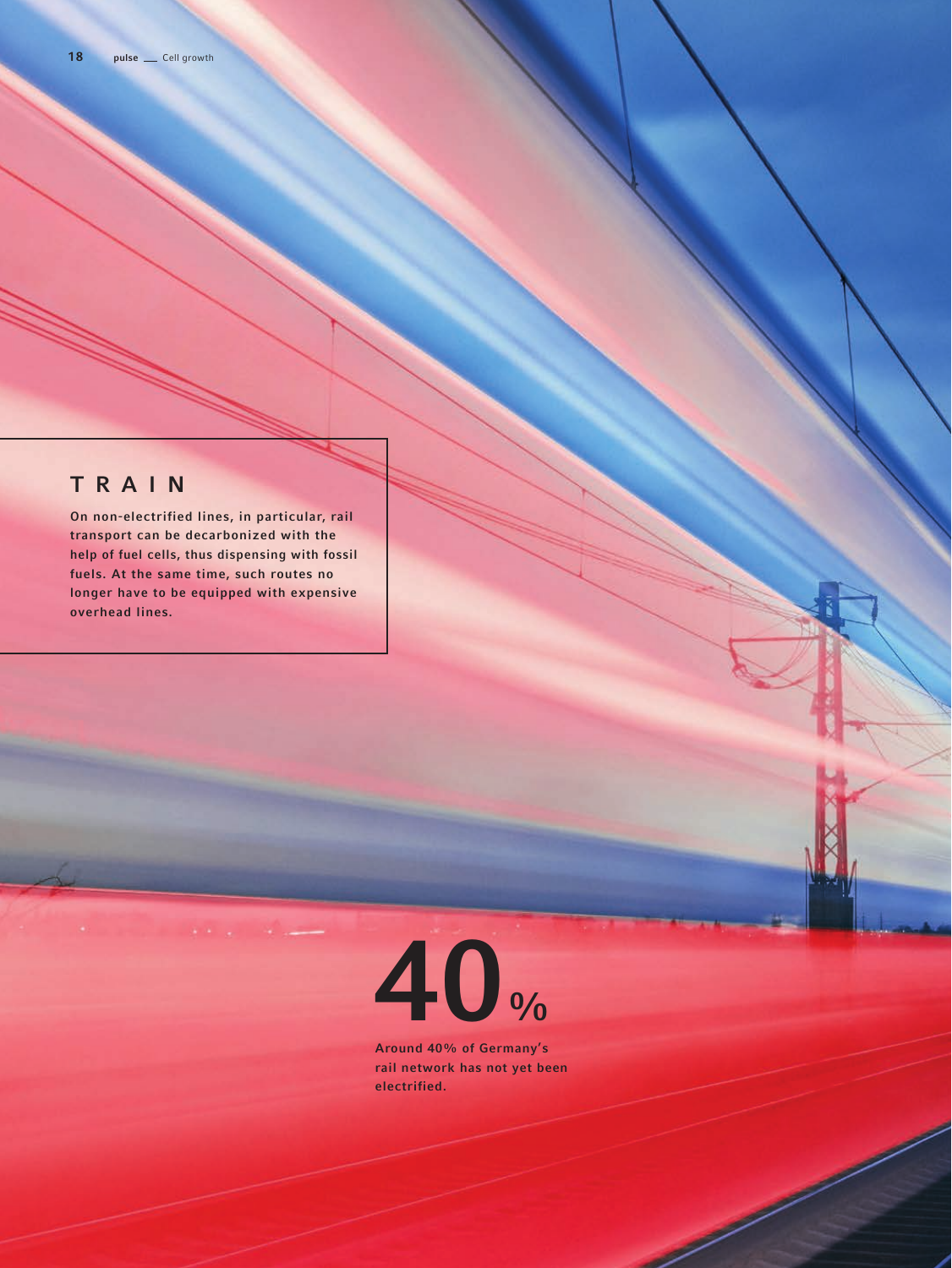# TRAIN

**On non-electrified lines, in particular, rail transport can be decarbonized with the help of fuel cells, thus dispensing with fossil fuels. At the same time, such routes no longer have to be equipped with expensive overhead lines.**

# 40%

**Around 40% of Germany's rail network has not yet been electrified.**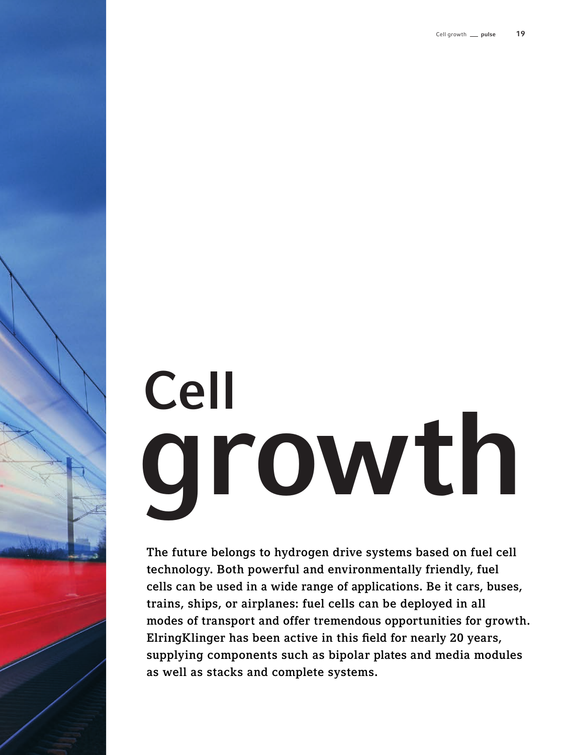# Cell growth

**The future belongs to hydrogen drive systems based on fuel cell technology. Both powerful and environmentally friendly, fuel cells can be used in a wide range of applications. Be it cars, buses, trains, ships, or airplanes: fuel cells can be deployed in all modes of transport and offer tremendous opportunities for growth. ElringKlinger has been active in this field for nearly 20 years, supplying components such as bipolar plates and media modules as well as stacks and complete systems.**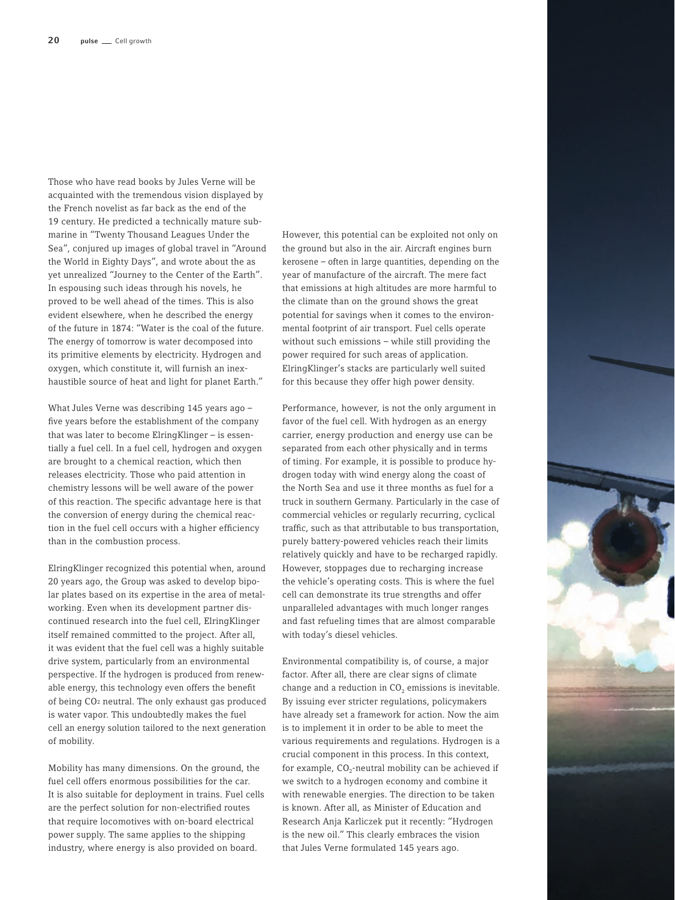Those who have read books by Jules Verne will be acquainted with the tremendous vision displayed by the French novelist as far back as the end of the 19 century. He predicted a technically mature submarine in "Twenty Thousand Leagues Under the Sea", conjured up images of global travel in "Around the World in Eighty Days", and wrote about the as yet unrealized "Journey to the Center of the Earth". In espousing such ideas through his novels, he proved to be well ahead of the times. This is also evident elsewhere, when he described the energy of the future in 1874: "Water is the coal of the future. The energy of tomorrow is water decomposed into its primitive elements by electricity. Hydrogen and oxygen, which constitute it, will furnish an inexhaustible source of heat and light for planet Earth."

What Jules Verne was describing 145 years ago – five years before the establishment of the company that was later to become ElringKlinger – is essentially a fuel cell. In a fuel cell, hydrogen and oxygen are brought to a chemical reaction, which then releases electricity. Those who paid attention in chemistry lessons will be well aware of the power of this reaction. The specific advantage here is that the conversion of energy during the chemical reaction in the fuel cell occurs with a higher efficiency than in the combustion process.

ElringKlinger recognized this potential when, around 20 years ago, the Group was asked to develop bipolar plates based on its expertise in the area of metalworking. Even when its development partner discontinued research into the fuel cell, ElringKlinger itself remained committed to the project. After all, it was evident that the fuel cell was a highly suitable drive system, particularly from an environmental perspective. If the hydrogen is produced from renewable energy, this technology even offers the benefit of being $CO_2$ neutral. The only exhaust gas produced is water vapor. This undoubtedly makes the fuel cell an energy solution tailored to the next generation of mobility.

Mobility has many dimensions. On the ground, the fuel cell offers enormous possibilities for the car. It is also suitable for deployment in trains. Fuel cells are the perfect solution for non-electrified routes that require locomotives with on-board electrical power supply. The same applies to the shipping industry, where energy is also provided on board.

However, this potential can be exploited not only on the ground but also in the air. Aircraft engines burn kerosene – often in large quantities, depending on the year of manufacture of the aircraft. The mere fact that emissions at high altitudes are more harmful to the climate than on the ground shows the great potential for savings when it comes to the environmental footprint of air transport. Fuel cells operate without such emissions – while still providing the power required for such areas of application. ElringKlinger's stacks are particularly well suited for this because they offer high power density.

Performance, however, is not the only argument in favor of the fuel cell. With hydrogen as an energy carrier, energy production and energy use can be separated from each other physically and in terms of timing. For example, it is possible to produce hydrogen today with wind energy along the coast of the North Sea and use it three months as fuel for a truck in southern Germany. Particularly in the case of commercial vehicles or regularly recurring, cyclical traffic, such as that attributable to bus transportation, purely battery-powered vehicles reach their limits relatively quickly and have to be recharged rapidly. However, stoppages due to recharging increase the vehicle's operating costs. This is where the fuel cell can demonstrate its true strengths and offer unparalleled advantages with much longer ranges and fast refueling times that are almost comparable with today's diesel vehicles.

Environmental compatibility is, of course, a major factor. After all, there are clear signs of climate change and a reduction in $CO_2$ emissions is inevitable. By issuing ever stricter regulations, policymakers have already set a framework for action. Now the aim is to implement it in order to be able to meet the various requirements and regulations. Hydrogen is a crucial component in this process. In this context, for example, $CO_2$-neutral mobility can be achieved if we switch to a hydrogen economy and combine it with renewable energies. The direction to be taken is known. After all, as Minister of Education and Research Anja Karliczek put it recently: "Hydrogen is the new oil." This clearly embraces the vision that Jules Verne formulated 145 years ago.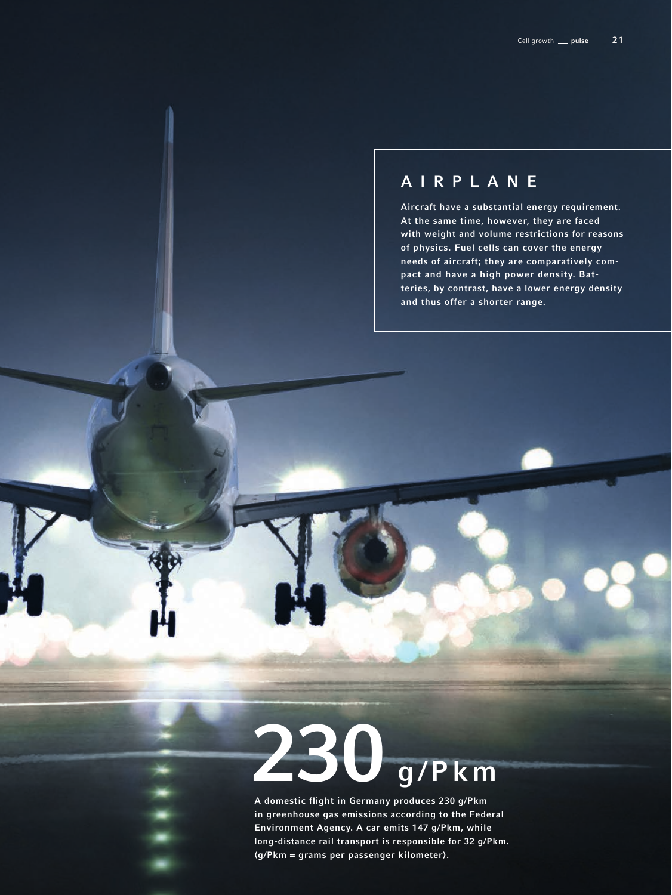## AIRPLANE

Aircraft have a substantial energy requirement. At the same time, however, they are faced with weight and volume restrictions for reasons of physics. Fuel cells can cover the energy needs of aircraft; they are comparatively compact and have a high power density. Batteries, by contrast, have a lower energy density and thus offer a shorter range.

# 230 g/Pkm

A domestic flight in Germany produces 230 g/Pkm in greenhouse gas emissions according to the Federal Environment Agency. A car emits 147 g/Pkm, while long-distance rail transport is responsible for 32 g/Pkm. (g/Pkm = grams per passenger kilometer).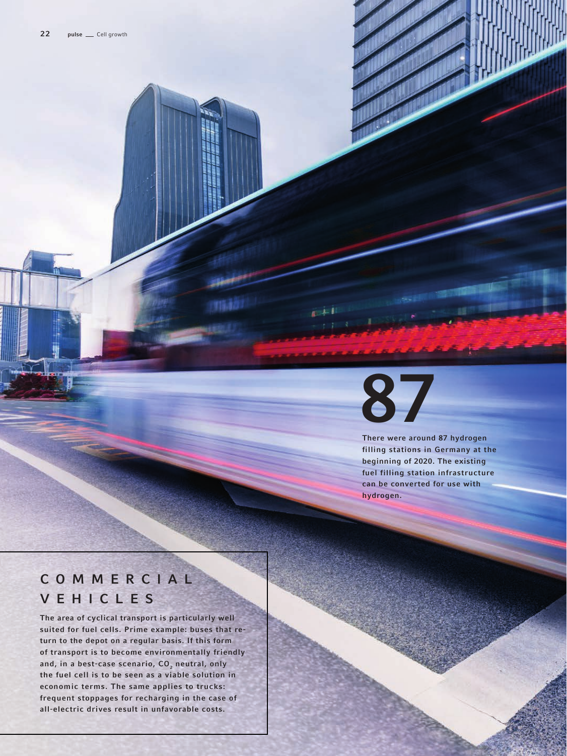**87**

There were around 87 hydrogen filling stations in Germany at the beginning of 2020. The existing fuel filling station infrastructure can be converted for use with hydrogen.

## COMMERCIAL VEHICLES

The area of cyclical transport is particularly well suited for fuel cells. Prime example: buses that return to the depot on a regular basis. If this form of transport is to become environmentally friendly and, in a best-case scenario, $CO_2$ neutral, only the fuel cell is to be seen as a viable solution in economic terms. The same applies to trucks: frequent stoppages for recharging in the case of all-electric drives result in unfavorable costs.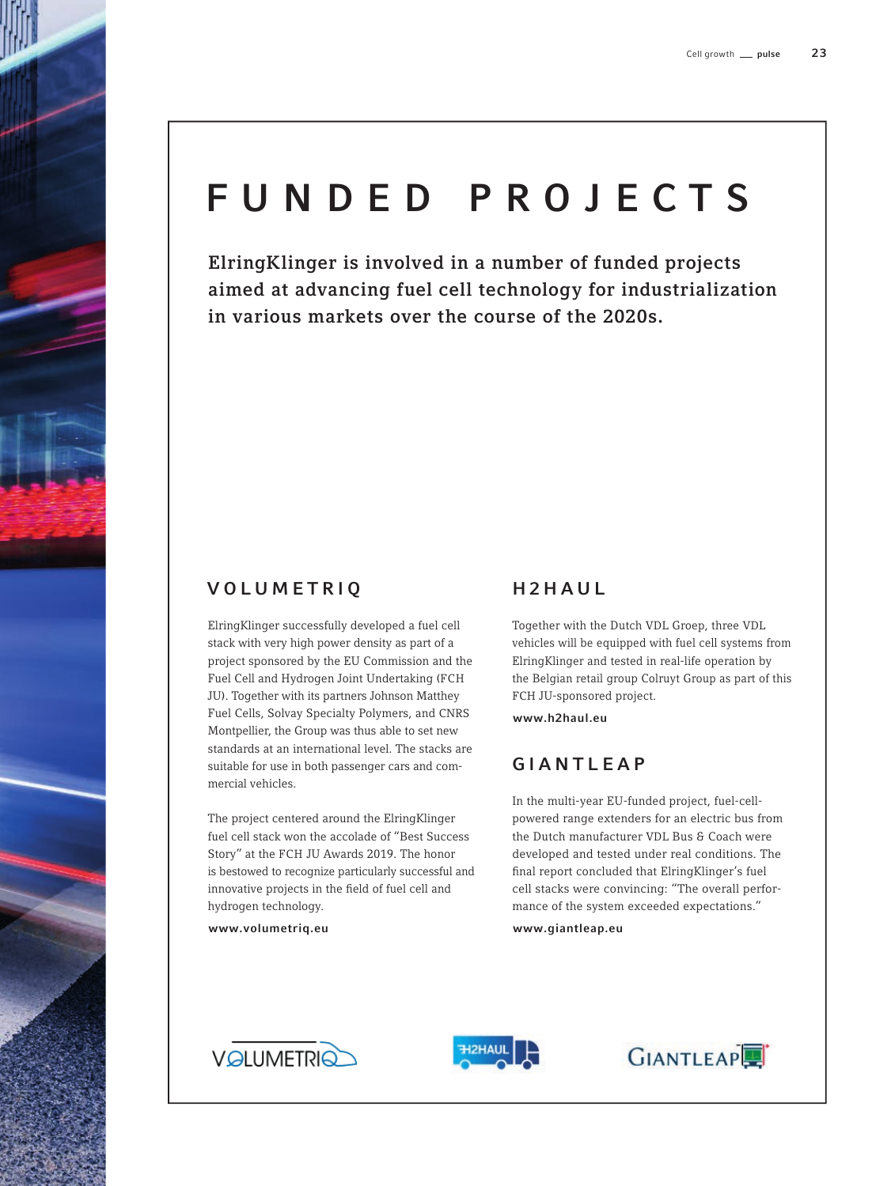# FUNDED PROJECTS

**ElringKlinger is involved in a number of funded projects aimed at advancing fuel cell technology for industrialization in various markets over the course of the 2020s.**

## VOLUMETRIQ

ElringKlinger successfully developed a fuel cell stack with very high power density as part of a project sponsored by the EU Commission and the Fuel Cell and Hydrogen Joint Undertaking (FCH JU). Together with its partners Johnson Matthey Fuel Cells, Solvay Specialty Polymers, and CNRS Montpellier, the Group was thus able to set new standards at an international level. The stacks are suitable for use in both passenger cars and commercial vehicles.

The project centered around the ElringKlinger fuel cell stack won the accolade of "Best Success Story" at the FCH JU Awards 2019. The honor is bestowed to recognize particularly successful and innovative projects in the field of fuel cell and hydrogen technology.

**www.volumetriq.eu**

## H2HAUL

Together with the Dutch VDL Groep, three VDL vehicles will be equipped with fuel cell systems from ElringKlinger and tested in real-life operation by the Belgian retail group Colruyt Group as part of this FCH JU-sponsored project.

**www.h2haul.eu**

## GIANTLEAP

In the multi-year EU-funded project, fuel-cell-powered range extenders for an electric bus from the Dutch manufacturer VDL Bus & Coach were developed and tested under real conditions. The final report concluded that ElringKlinger's fuel cell stacks were convincing: "The overall performance of the system exceeded expectations."

**www.giantleap.eu**

VOLUMETRIQ H2HAUL GIANTLEAP